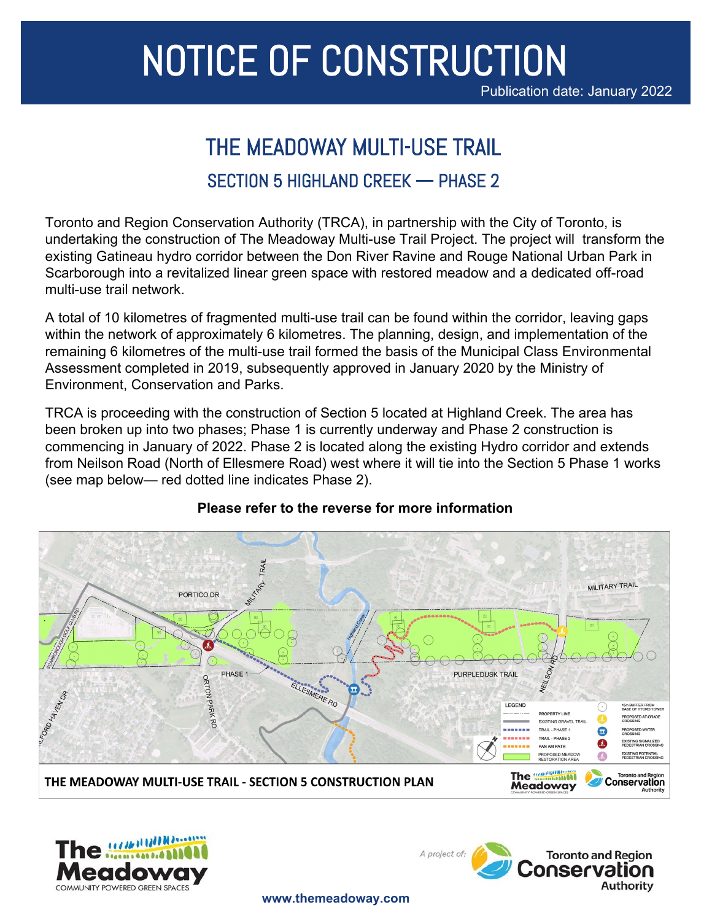# NOTICE OF CONSTRUCTION

Publication date: January 2022

## THE MEADOWAY MULTI-USE TRAIL

### SECTION 5 HIGHLAND CREEK — PHASE 2

Toronto and Region Conservation Authority (TRCA), in partnership with the City of Toronto, is undertaking the construction of The Meadoway Multi-use Trail Project. The project will transform the existing Gatineau hydro corridor between the Don River Ravine and Rouge National Urban Park in Scarborough into a revitalized linear green space with restored meadow and a dedicated off-road multi-use trail network.

A total of 10 kilometres of fragmented multi-use trail can be found within the corridor, leaving gaps within the network of approximately 6 kilometres. The planning, design, and implementation of the remaining 6 kilometres of the multi-use trail formed the basis of the Municipal Class Environmental Assessment completed in 2019, subsequently approved in January 2020 by the Ministry of Environment, Conservation and Parks.

TRCA is proceeding with the construction of Section 5 located at Highland Creek. The area has been broken up into two phases; Phase 1 is currently underway and Phase 2 construction is commencing in January of 2022. Phase 2 is located along the existing Hydro corridor and extends from Neilson Road (North of Ellesmere Road) west where it will tie into the Section 5 Phase 1 works (see map below— red dotted line indicates Phase 2).

**Please refer to the reverse for more information**

THE MEADOWAY MULTI-USE TRAIL - SECTION 5 CONSTRUCTION PLAN

www.themeadoway.com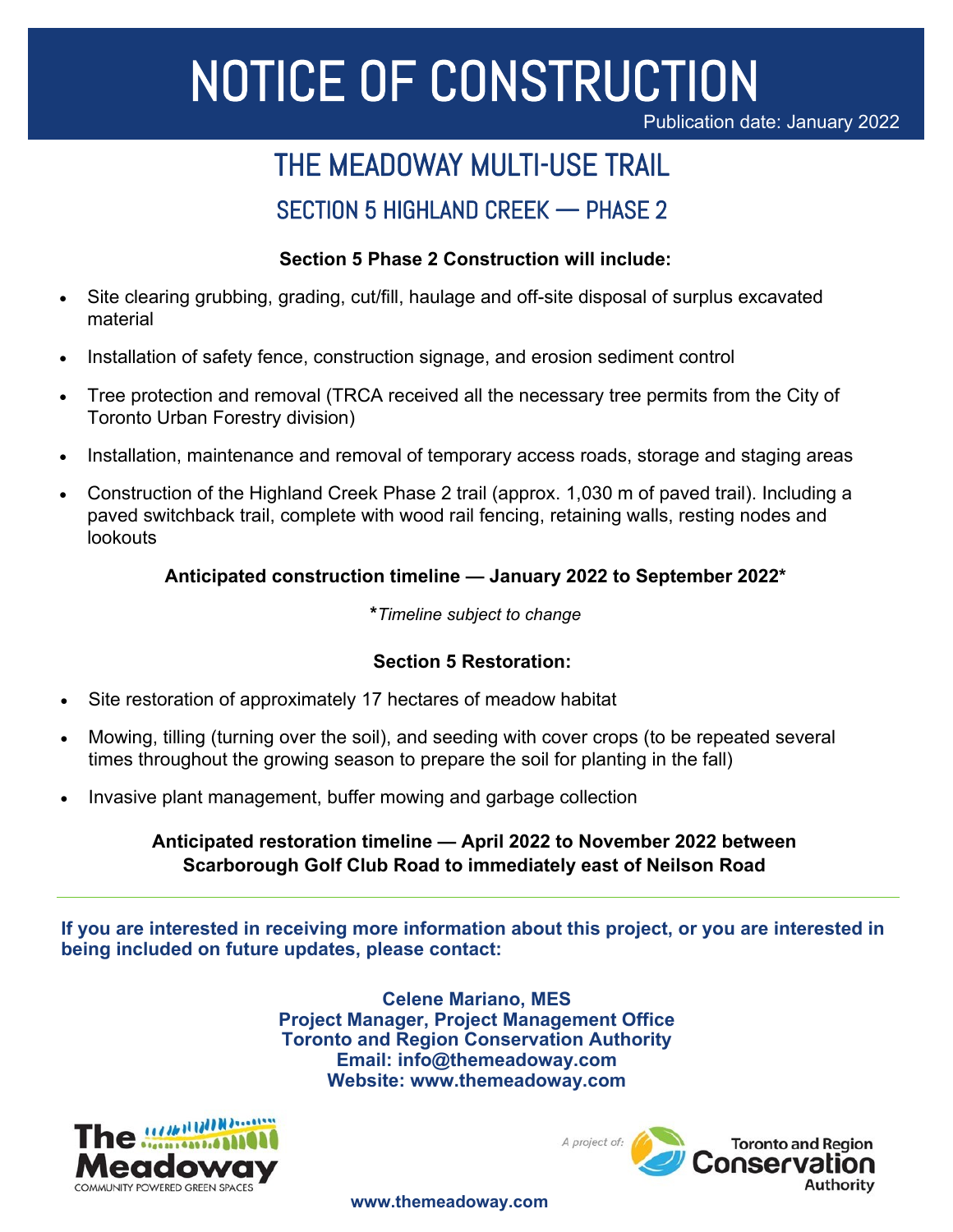# NOTICE OF CONSTRUCTION

Publication date: January 2022

## THE MEADOWAY MULTI-USE TRAIL

### SECTION 5 HIGHLAND CREEK — PHASE 2

**Section 5 Phase 2 Construction will include:**

- Site clearing grubbing, grading, cut/fill, haulage and off-site disposal of surplus excavated material
- Installation of safety fence, construction signage, and erosion sediment control
- Tree protection and removal (TRCA received all the necessary tree permits from the City of Toronto Urban Forestry division)
- Installation, maintenance and removal of temporary access roads, storage and staging areas
- Construction of the Highland Creek Phase 2 trail (approx. 1,030 m of paved trail). Including a paved switchback trail, complete with wood rail fencing, retaining walls, resting nodes and lookouts

**Anticipated construction timeline — January 2022 to September 2022***

**\***_Timeline subject to change_

**Section 5 Restoration:**

- Site restoration of approximately 17 hectares of meadow habitat
- Mowing, tilling (turning over the soil), and seeding with cover crops (to be repeated several times throughout the growing season to prepare the soil for planting in the fall)
- Invasive plant management, buffer mowing and garbage collection

**Anticipated restoration timeline — April 2022 to November 2022 between Scarborough Golf Club Road to immediately east of Neilson Road**

---

**If you are interested in receiving more information about this project, or you are interested in being included on future updates, please contact:**

**Celene Mariano, MES**
**Project Manager, Project Management Office**
**Toronto and Region Conservation Authority**
**Email: info@themeadoway.com**
**Website: www.themeadoway.com**

The Meadoway
COMMUNITY POWERED GREEN SPACES

A project of: Toronto and Region Conservation Authority

www.themeadoway.com